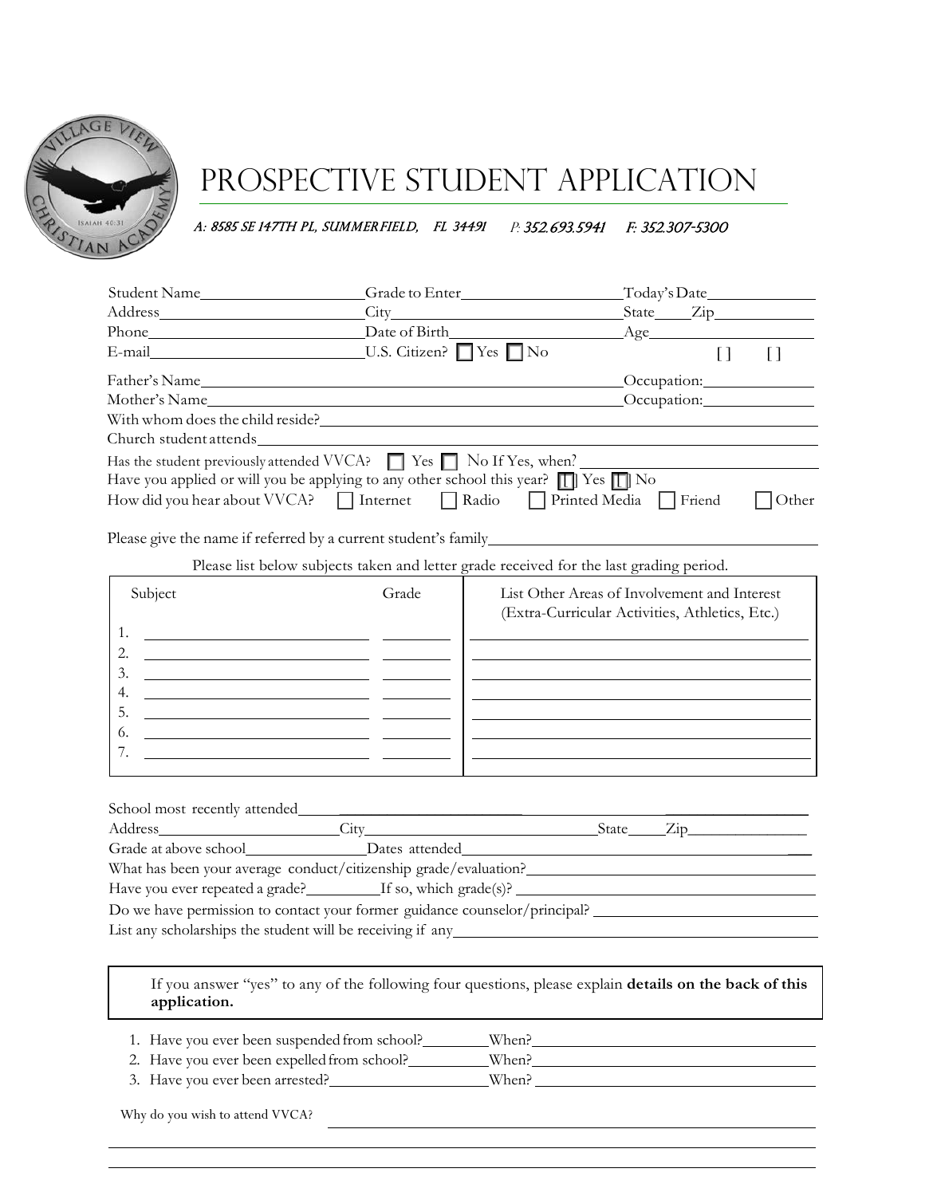# PROSPECTIVE STUDENT APPLICATION

*A: 8585 SE 147TH PL, SUMMERFIELD, FL 34491 P: 352.693.5941 F: 352.307-5300*

Student Name\_\_\_\_\_\_\_\_\_\_\_\_\_\_\_\_\_\_\_\_ Grade to Enter\_\_\_\_\_\_\_\_\_\_\_\_\_\_\_\_\_\_\_\_ Today's Date\_\_\_\_\_\_\_\_\_\_\_\_\_\_

Address\_\_\_\_\_\_\_\_\_\_\_\_\_\_\_\_\_\_\_\_ City\_\_\_\_\_\_\_\_\_\_\_\_\_\_\_\_\_\_\_\_ State\_\_\_\_ Zip\_\_\_\_\_\_\_\_\_\_\_\_

Phone\_\_\_\_\_\_\_\_\_\_\_\_\_\_\_\_\_\_\_\_ Date of Birth\_\_\_\_\_\_\_\_\_\_\_\_\_\_\_\_\_\_\_\_ Age\_\_\_\_\_\_\_\_\_\_\_\_\_\_

E-mail\_\_\_\_\_\_\_\_\_\_\_\_\_\_\_\_\_\_\_\_ U.S. Citizen? ☐ Yes ☐ No [ ] [ ]

Father's Name\_\_\_\_\_\_\_\_\_\_\_\_\_\_\_\_\_\_\_\_\_\_\_\_\_\_\_\_\_\_\_\_\_\_\_\_\_\_\_\_ Occupation:\_\_\_\_\_\_\_\_\_\_\_\_\_\_

Mother's Name\_\_\_\_\_\_\_\_\_\_\_\_\_\_\_\_\_\_\_\_\_\_\_\_\_\_\_\_\_\_\_\_\_\_\_\_\_\_\_\_ Occupation:\_\_\_\_\_\_\_\_\_\_\_\_\_\_

With whom does the child reside?\_\_\_\_\_\_\_\_\_\_\_\_\_\_\_\_\_\_\_\_\_\_\_\_\_\_\_\_\_\_\_\_\_\_\_\_\_\_\_\_

Church student attends\_\_\_\_\_\_\_\_\_\_\_\_\_\_\_\_\_\_\_\_\_\_\_\_\_\_\_\_\_\_\_\_\_\_\_\_\_\_\_\_

Has the student previously attended VVCA? ☐ Yes ☐ No If Yes, when?\_\_\_\_\_\_\_\_\_\_\_\_\_\_\_\_\_\_\_\_

Have you applied or will you be applying to any other school this year? ☐ Yes ☐ No

How did you hear about VVCA? ☐ Internet ☐ Radio ☐ Printed Media ☐ Friend ☐ Other

Please give the name if referred by a current student's family\_\_\_\_\_\_\_\_\_\_\_\_\_\_\_\_\_\_\_\_\_\_\_\_\_\_\_\_\_\_

Please list below subjects taken and letter grade received for the last grading period.

| Subject | Grade | List Other Areas of Involvement and Interest (Extra-Curricular Activities, Athletics, Etc.) |
|---|---|---|
| 1. | | |
| 2. | | |
| 3. | | |
| 4. | | |
| 5. | | |
| 6. | | |
| 7. | | |

School most recently attended\_\_\_\_\_\_\_\_\_\_\_\_\_\_\_\_\_\_\_\_\_\_\_\_\_\_\_\_\_\_\_\_\_\_\_\_\_\_\_\_

Address\_\_\_\_\_\_\_\_\_\_\_\_\_\_\_\_\_\_\_\_ City\_\_\_\_\_\_\_\_\_\_\_\_\_\_\_\_\_\_\_\_ State\_\_\_\_ Zip\_\_\_\_\_\_\_\_\_\_\_\_

Grade at above school\_\_\_\_\_\_\_\_\_\_\_\_\_\_ Dates attended\_\_\_\_\_\_\_\_\_\_\_\_\_\_\_\_\_\_\_\_\_\_\_\_\_\_\_\_\_\_

What has been your average conduct/citizenship grade/evaluation?\_\_\_\_\_\_\_\_\_\_\_\_\_\_\_\_\_\_\_\_

Have you ever repeated a grade?\_\_\_\_\_\_\_\_ If so, which grade(s)?\_\_\_\_\_\_\_\_\_\_\_\_\_\_\_\_\_\_\_\_

Do we have permission to contact your former guidance counselor/principal?\_\_\_\_\_\_\_\_\_\_\_\_\_\_\_\_\_\_\_\_

List any scholarships the student will be receiving if any\_\_\_\_\_\_\_\_\_\_\_\_\_\_\_\_\_\_\_\_\_\_\_\_\_\_\_\_\_\_

> If you answer "yes" to any of the following four questions, please explain **details on the back of this application.**

1. Have you ever been suspended from school?\_\_\_\_\_\_\_\_ When?\_\_\_\_\_\_\_\_\_\_\_\_\_\_\_\_\_\_\_\_
2. Have you ever been expelled from school?\_\_\_\_\_\_\_\_ When?\_\_\_\_\_\_\_\_\_\_\_\_\_\_\_\_\_\_\_\_
3. Have you ever been arrested?\_\_\_\_\_\_\_\_\_\_\_\_\_\_\_\_ When?\_\_\_\_\_\_\_\_\_\_\_\_\_\_\_\_\_\_\_\_

Why do you wish to attend VVCA?\_\_\_\_\_\_\_\_\_\_\_\_\_\_\_\_\_\_\_\_\_\_\_\_\_\_\_\_\_\_\_\_\_\_\_\_\_\_\_\_

\_\_\_\_\_\_\_\_\_\_\_\_\_\_\_\_\_\_\_\_\_\_\_\_\_\_\_\_\_\_\_\_\_\_\_\_\_\_\_\_\_\_\_\_\_\_\_\_\_\_\_\_\_\_\_\_\_\_\_\_\_\_\_\_\_\_\_\_\_\_\_\_\_\_\_\_

\_\_\_\_\_\_\_\_\_\_\_\_\_\_\_\_\_\_\_\_\_\_\_\_\_\_\_\_\_\_\_\_\_\_\_\_\_\_\_\_\_\_\_\_\_\_\_\_\_\_\_\_\_\_\_\_\_\_\_\_\_\_\_\_\_\_\_\_\_\_\_\_\_\_\_\_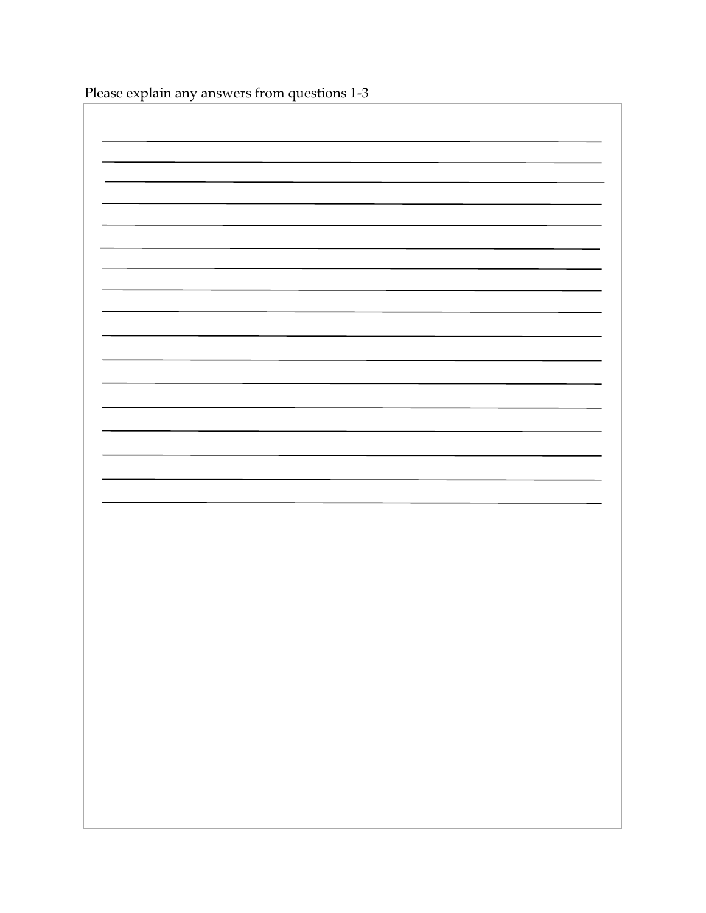Please explain any answers from questions 1-3